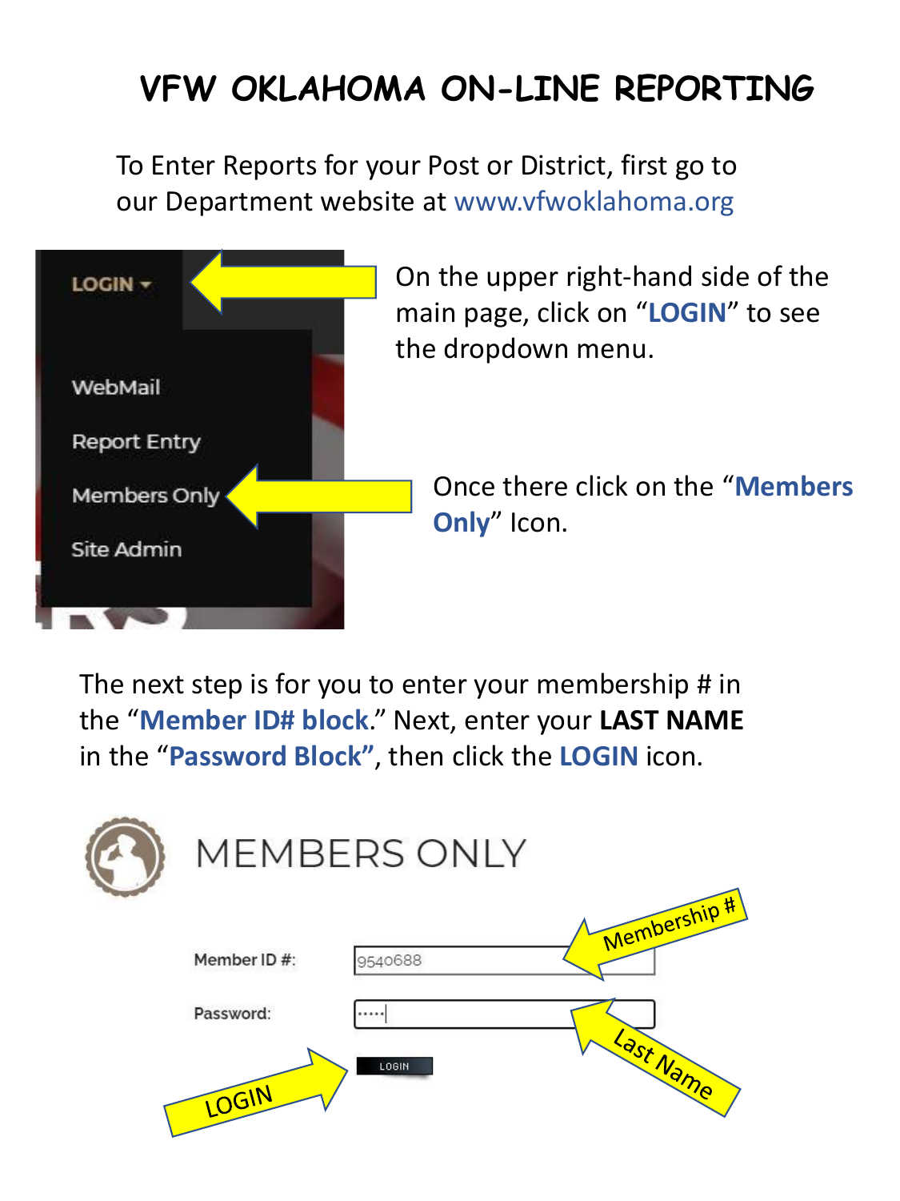# VFW OKLAHOMA ON-LINE REPORTING

To Enter Reports for your Post or District, first go to our Department website at www.vfwoklahoma.org

On the upper right-hand side of the main page, click on "**LOGIN**" to see the dropdown menu.

Once there click on the "**Members Only**" Icon.

The next step is for you to enter your membership # in the "**Member ID# block**." Next, enter your **LAST NAME** in the "**Password Block**", then click the **LOGIN** icon.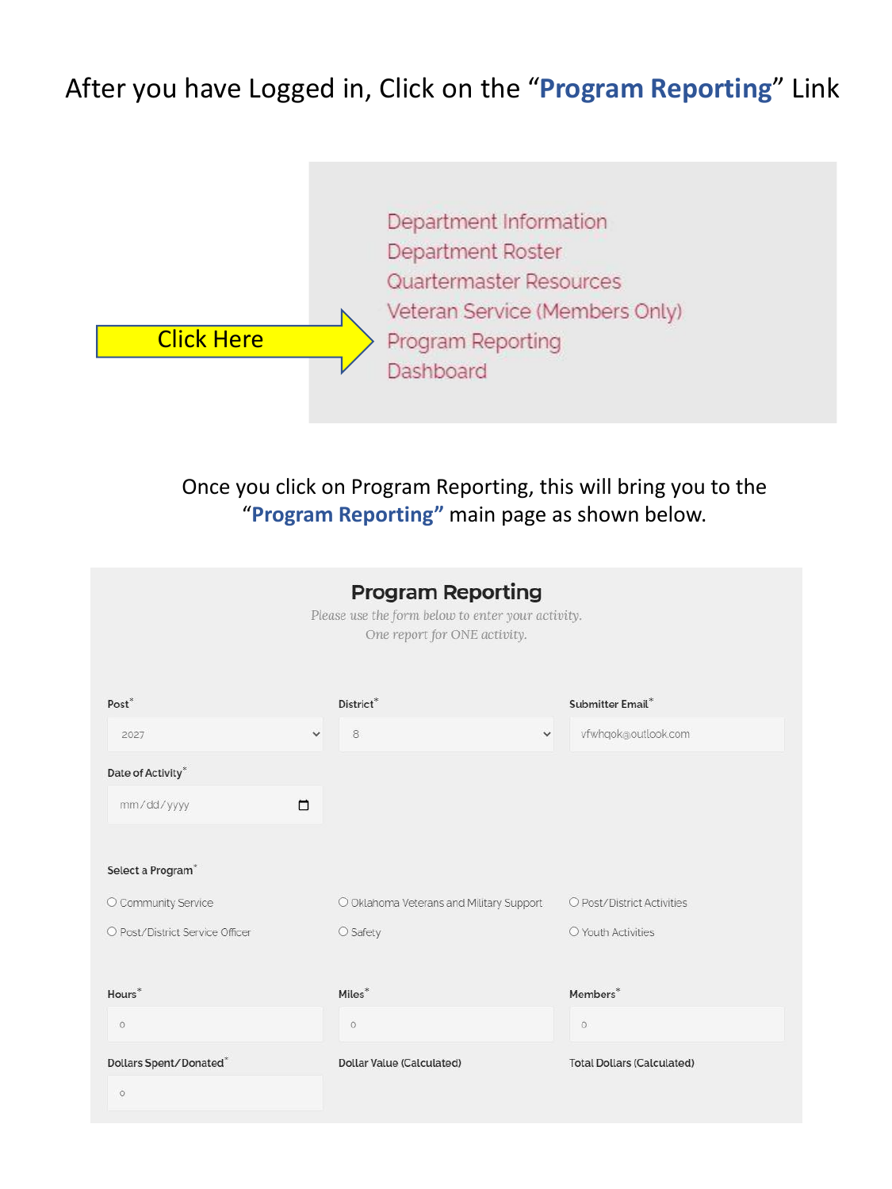# After you have Logged in, Click on the "**Program Reporting**" Link

Click Here

- Department Information
- Department Roster
- Quartermaster Resources
- Veteran Service (Members Only)
- Program Reporting
- Dashboard

Once you click on Program Reporting, this will bring you to the "**Program Reporting**" main page as shown below.

## Program Reporting

*Please use the form below to enter your activity.*
*One report for ONE activity.*

Post* 2027

District* 8

Submitter Email* vfwhqok@outlook.com

Date of Activity* mm/dd/yyyy

Select a Program*

- ○ Community Service
- ○ Oklahoma Veterans and Military Support
- ○ Post/District Activities
- ○ Post/District Service Officer
- ○ Safety
- ○ Youth Activities

Hours* 0

Miles* 0

Members* 0

Dollars Spent/Donated* 0

Dollar Value (Calculated)

Total Dollars (Calculated)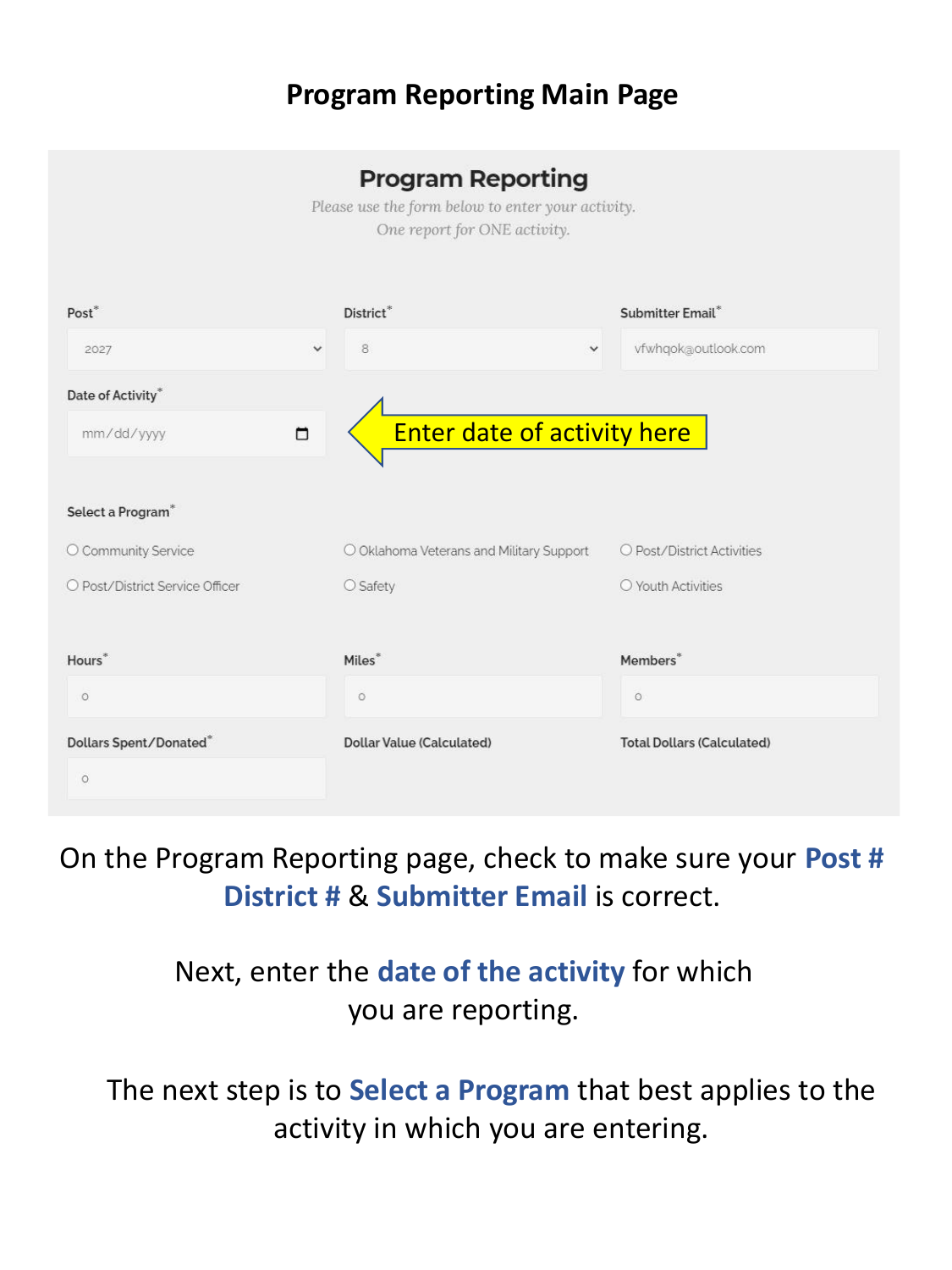## Program Reporting Main Page

### Program Reporting

*Please use the form below to enter your activity.*
*One report for ONE activity.*

Post* 2027

District* 8

Submitter Email* vfwhqok@outlook.com

Date of Activity* mm/dd/yyyy

Enter date of activity here

Select a Program*

- Community Service
- Oklahoma Veterans and Military Support
- Post/District Activities
- Post/District Service Officer
- Safety
- Youth Activities

Hours* 0

Miles* 0

Members* 0

Dollars Spent/Donated* 0

Dollar Value (Calculated)

Total Dollars (Calculated)

On the Program Reporting page, check to make sure your **Post #** **District #** & **Submitter Email** is correct.

Next, enter the **date of the activity** for which you are reporting.

The next step is to **Select a Program** that best applies to the activity in which you are entering.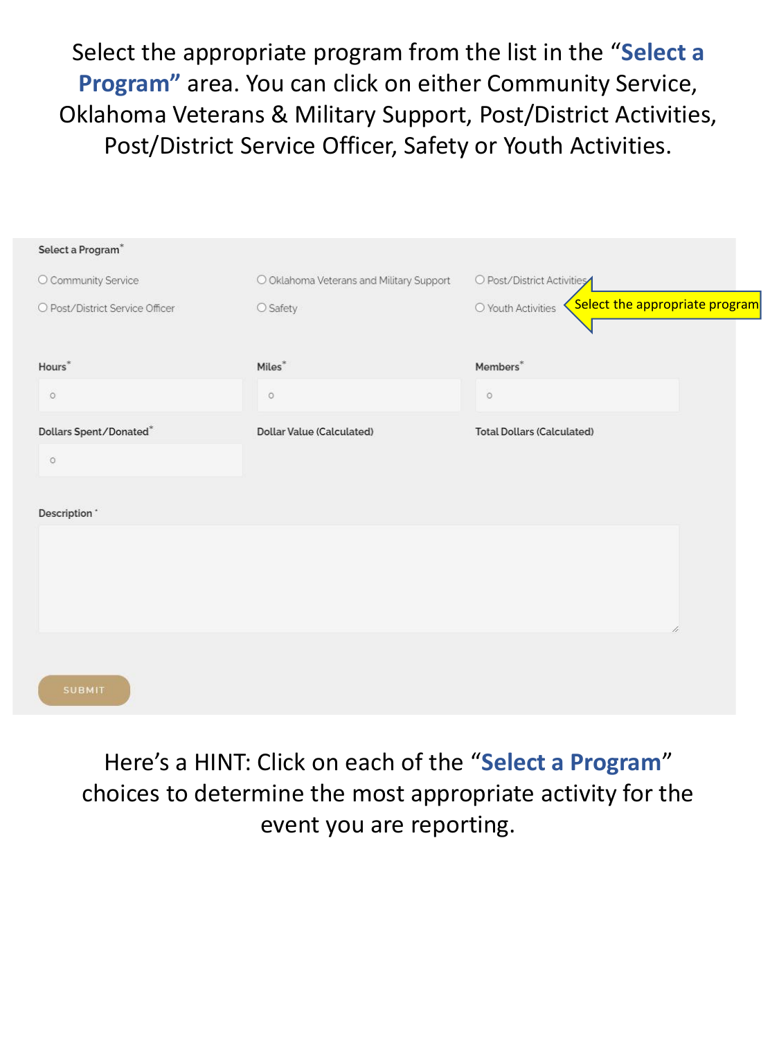Select the appropriate program from the list in the "**Select a Program"** area. You can click on either Community Service, Oklahoma Veterans & Military Support, Post/District Activities, Post/District Service Officer, Safety or Youth Activities.

Select a Program*

- ○ Community Service
- ○ Oklahoma Veterans and Military Support
- ○ Post/District Activities
- ○ Post/District Service Officer
- ○ Safety
- ○ Youth Activities

Select the appropriate program

Hours*

0

Miles*

0

Members*

0

Dollars Spent/Donated*

0

Dollar Value (Calculated)

Total Dollars (Calculated)

Description *

SUBMIT

Here's a HINT: Click on each of the "**Select a Program**" choices to determine the most appropriate activity for the event you are reporting.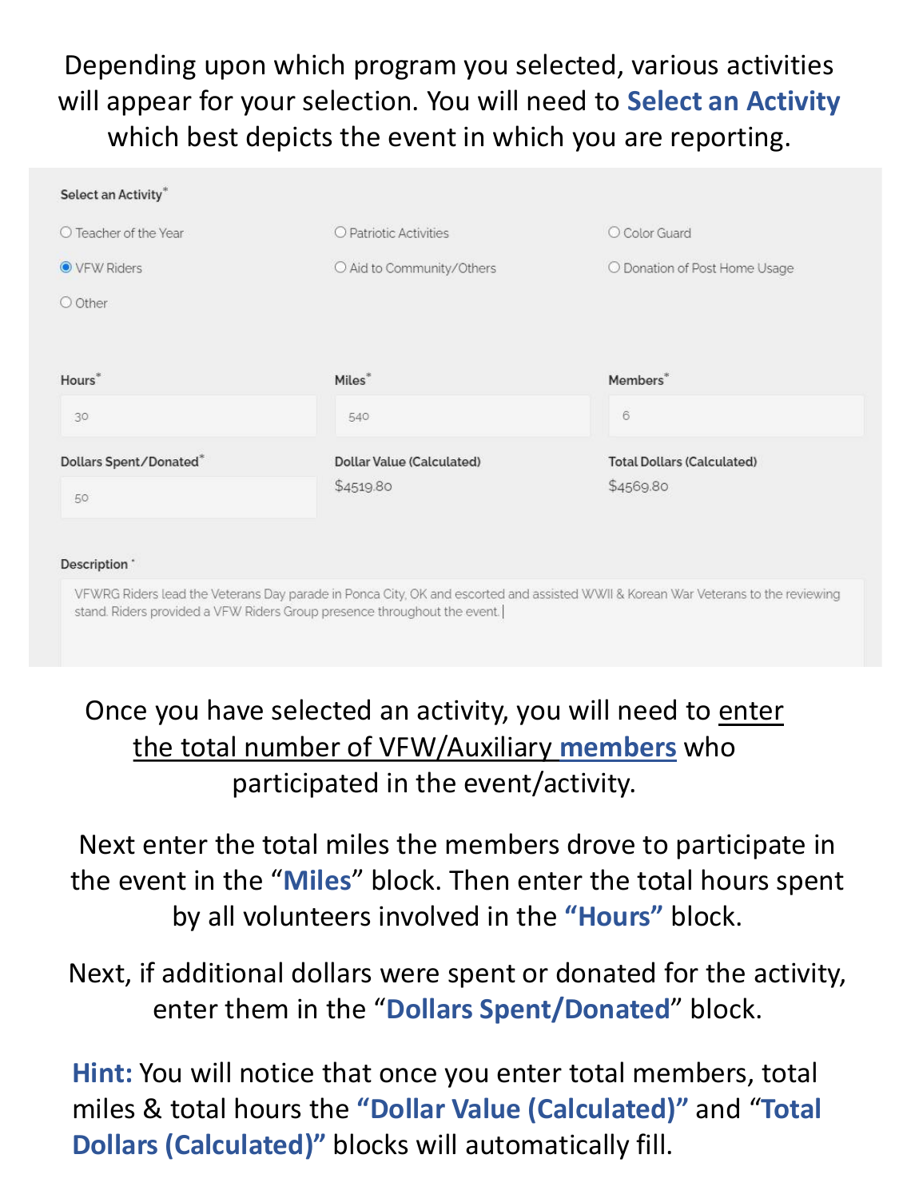Depending upon which program you selected, various activities will appear for your selection. You will need to **Select an Activity** which best depicts the event in which you are reporting.

Select an Activity*

- ○ Teacher of the Year
- ○ Patriotic Activities
- ○ Color Guard
- ● VFW Riders
- ○ Aid to Community/Others
- ○ Donation of Post Home Usage
- ○ Other

| Hours* | Miles* | Members* |
| --- | --- | --- |
| 30 | 540 | 6 |

| Dollars Spent/Donated* | Dollar Value (Calculated) | Total Dollars (Calculated) |
| --- | --- | --- |
| 50 | $4519.80 | $4569.80 |

Description*

VFWRG Riders lead the Veterans Day parade in Ponca City, OK and escorted and assisted WWII & Korean War Veterans to the reviewing stand. Riders provided a VFW Riders Group presence throughout the event.

Once you have selected an activity, you will need to enter the total number of VFW/Auxiliary **members** who participated in the event/activity.

Next enter the total miles the members drove to participate in the event in the "**Miles**" block. Then enter the total hours spent by all volunteers involved in the **"Hours"** block.

Next, if additional dollars were spent or donated for the activity, enter them in the "**Dollars Spent/Donated**" block.

**Hint:** You will notice that once you enter total members, total miles & total hours the **"Dollar Value (Calculated)"** and "**Total Dollars (Calculated)"** blocks will automatically fill.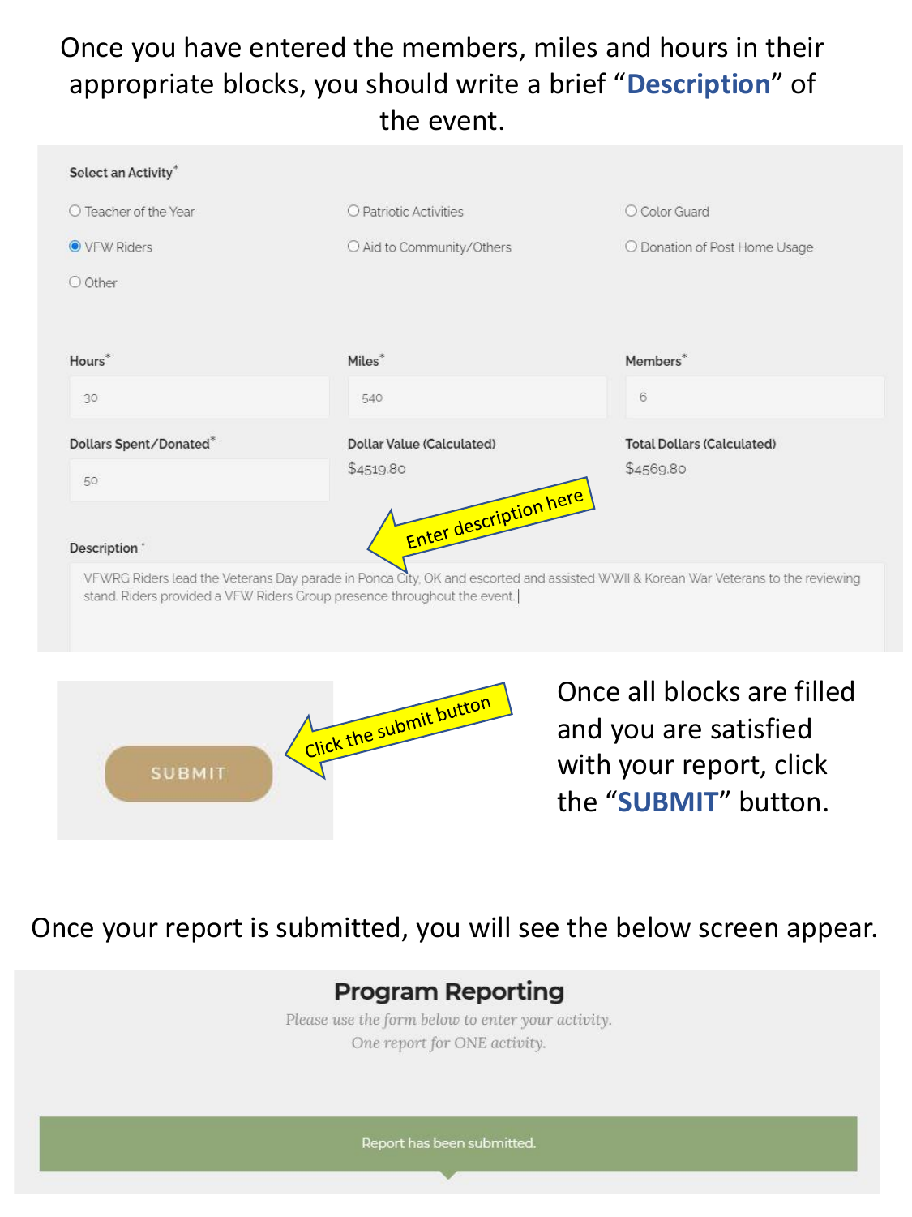Once you have entered the members, miles and hours in their appropriate blocks, you should write a brief "**Description**" of the event.

**Select an Activity***

- ○ Teacher of the Year
- ○ Patriotic Activities
- ○ Color Guard
- ◉ VFW Riders
- ○ Aid to Community/Others
- ○ Donation of Post Home Usage
- ○ Other

| Hours* | Miles* | Members* |
|---|---|---|
| 30 | 540 | 6 |

| Dollars Spent/Donated* | Dollar Value (Calculated) | Total Dollars (Calculated) |
|---|---|---|
| 50 | $4519.80 | $4569.80 |

Enter description here

**Description** *

VFWRG Riders lead the Veterans Day parade in Ponca City, OK and escorted and assisted WWII & Korean War Veterans to the reviewing stand. Riders provided a VFW Riders Group presence throughout the event.

SUBMIT

Click the submit button

Once all blocks are filled and you are satisfied with your report, click the "**SUBMIT**" button.

Once your report is submitted, you will see the below screen appear.

## Program Reporting

*Please use the form below to enter your activity.*
*One report for ONE activity.*

Report has been submitted.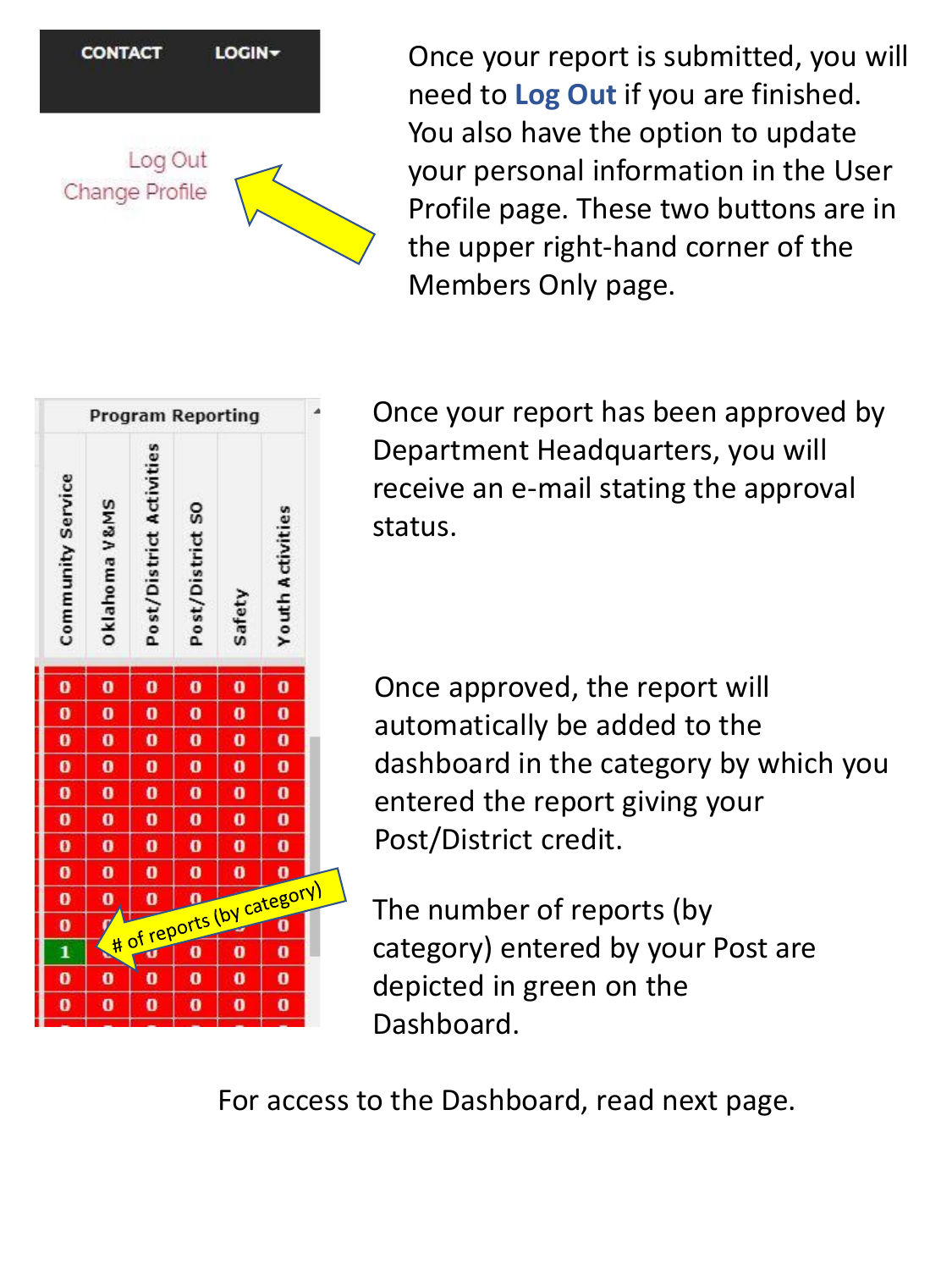Once your report is submitted, you will need to **Log Out** if you are finished. You also have the option to update your personal information in the User Profile page. These two buttons are in the upper right-hand corner of the Members Only page.

Once your report has been approved by Department Headquarters, you will receive an e-mail stating the approval status.

Once approved, the report will automatically be added to the dashboard in the category by which you entered the report giving your Post/District credit.

The number of reports (by category) entered by your Post are depicted in green on the Dashboard.

For access to the Dashboard, read next page.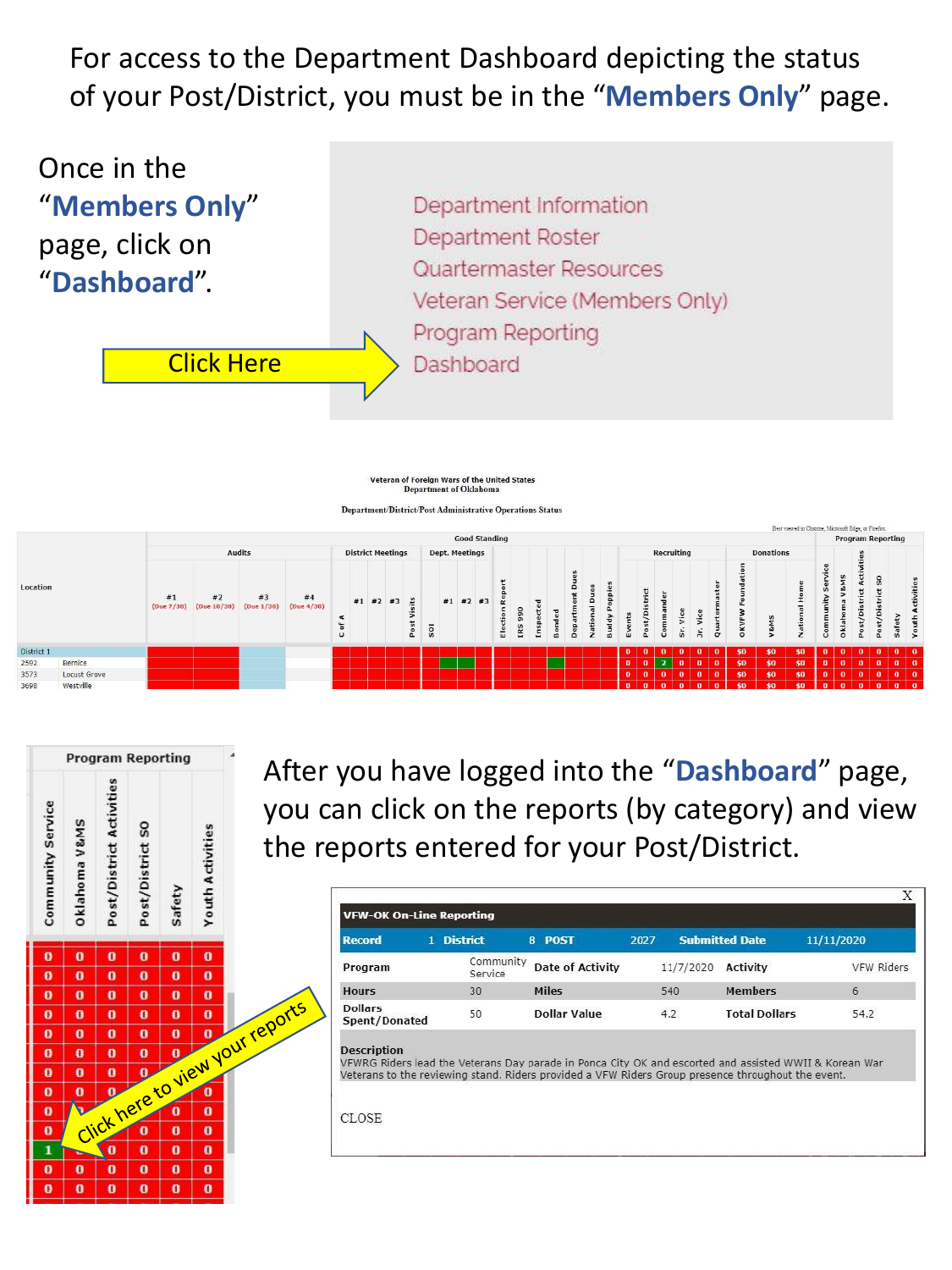For access to the Department Dashboard depicting the status of your Post/District, you must be in the "**Members Only**" page.

Once in the "**Members Only**" page, click on "**Dashboard**".

Department Information
Department Roster
Quartermaster Resources
Veteran Service (Members Only)
Program Reporting
Dashboard

Click Here

Veteran of Foreign Wars of the United States
Department of Oklahoma

Department/District/Post Administrative Operations Status

After you have logged into the "**Dashboard**" page, you can click on the reports (by category) and view the reports entered for your Post/District.

Click here to view your reports

**VFW-OK On-Line Reporting**

| Record | 1 | District | 8 | POST | 2027 | Submitted Date | 11/11/2020 |
|---|---|---|---|---|---|---|---|
| Program | Community Service | Date of Activity | 11/7/2020 | Activity | VFW Riders | | |
| Hours | 30 | Miles | 540 | Members | 6 | | |
| Dollars Spent/Donated | 50 | Dollar Value | 4.2 | Total Dollars | 54.2 | | |

**Description**
VFWRG Riders lead the Veterans Day parade in Ponca City OK and escorted and assisted WWII & Korean War Veterans to the reviewing stand. Riders provided a VFW Riders Group presence throughout the event.

CLOSE